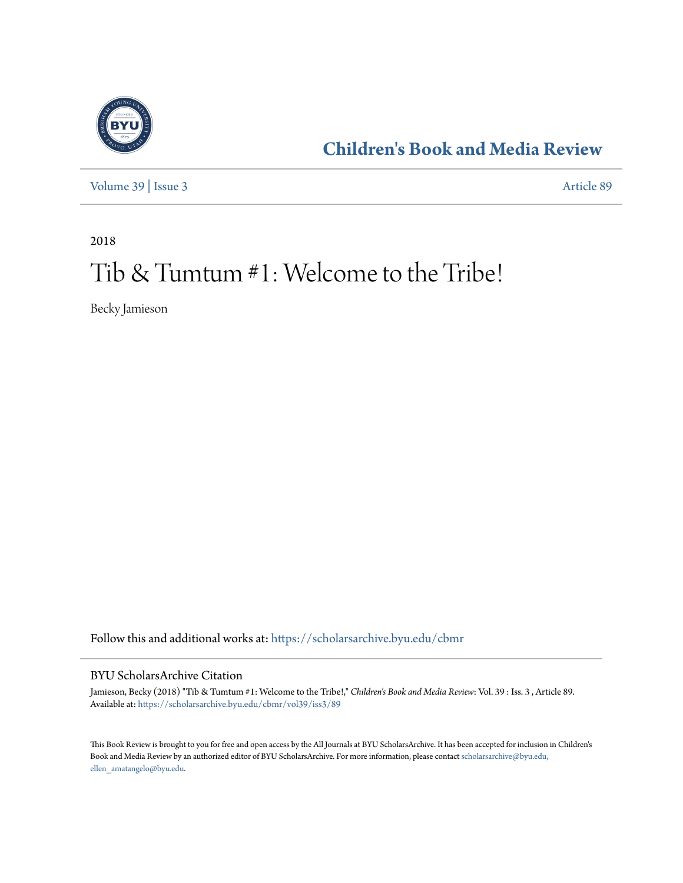# Children's Book and Media Review

Volume 39 | Issue 3

Article 89

2018

# Tib & Tumtum #1: Welcome to the Tribe!

Becky Jamieson

Follow this and additional works at: https://scholarsarchive.byu.edu/cbmr

## BYU ScholarsArchive Citation

Jamieson, Becky (2018) "Tib & Tumtum #1: Welcome to the Tribe!," *Children's Book and Media Review*: Vol. 39 : Iss. 3 , Article 89.
Available at: https://scholarsarchive.byu.edu/cbmr/vol39/iss3/89

This Book Review is brought to you for free and open access by the All Journals at BYU ScholarsArchive. It has been accepted for inclusion in Children's Book and Media Review by an authorized editor of BYU ScholarsArchive. For more information, please contact scholarsarchive@byu.edu, ellen_amatangelo@byu.edu.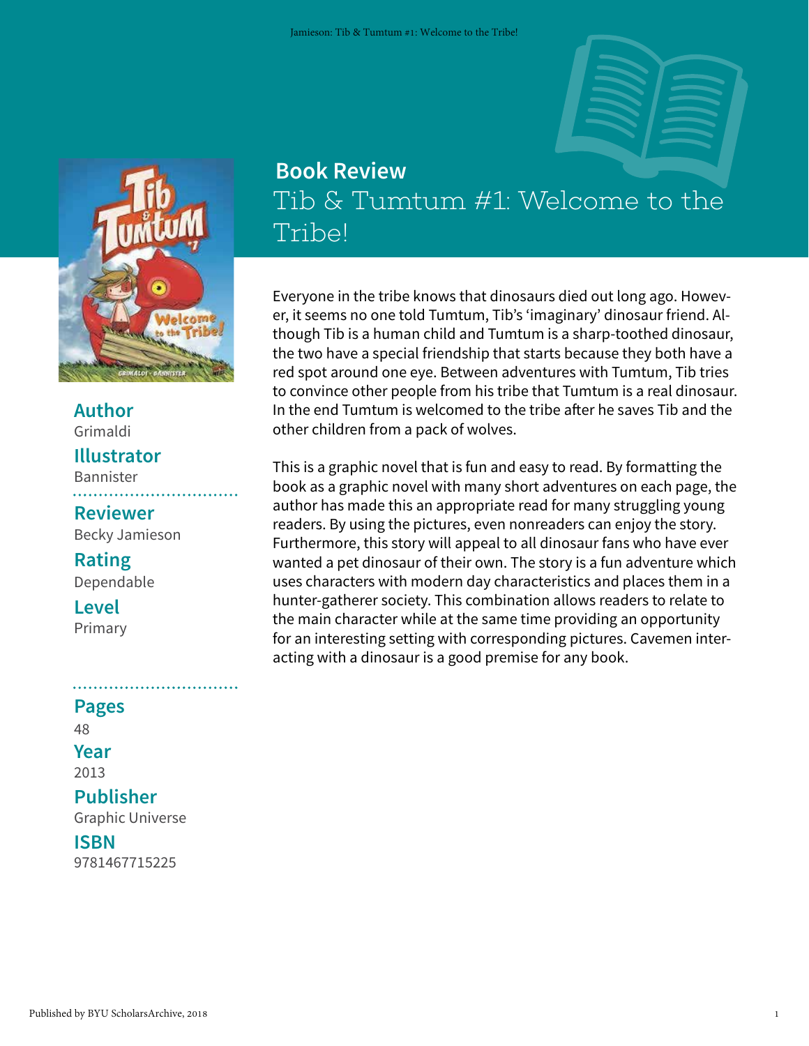## Book Review

# Tib & Tumtum #1: Welcome to the Tribe!

### Author
Grimaldi

### Illustrator
Bannister

### Reviewer
Becky Jamieson

### Rating
Dependable

### Level
Primary

### Pages
48

### Year
2013

### Publisher
Graphic Universe

### ISBN
9781467715225

Everyone in the tribe knows that dinosaurs died out long ago. However, it seems no one told Tumtum, Tib's 'imaginary' dinosaur friend. Although Tib is a human child and Tumtum is a sharp-toothed dinosaur, the two have a special friendship that starts because they both have a red spot around one eye. Between adventures with Tumtum, Tib tries to convince other people from his tribe that Tumtum is a real dinosaur. In the end Tumtum is welcomed to the tribe after he saves Tib and the other children from a pack of wolves.

This is a graphic novel that is fun and easy to read. By formatting the book as a graphic novel with many short adventures on each page, the author has made this an appropriate read for many struggling young readers. By using the pictures, even nonreaders can enjoy the story. Furthermore, this story will appeal to all dinosaur fans who have ever wanted a pet dinosaur of their own. The story is a fun adventure which uses characters with modern day characteristics and places them in a hunter-gatherer society. This combination allows readers to relate to the main character while at the same time providing an opportunity for an interesting setting with corresponding pictures. Cavemen interacting with a dinosaur is a good premise for any book.